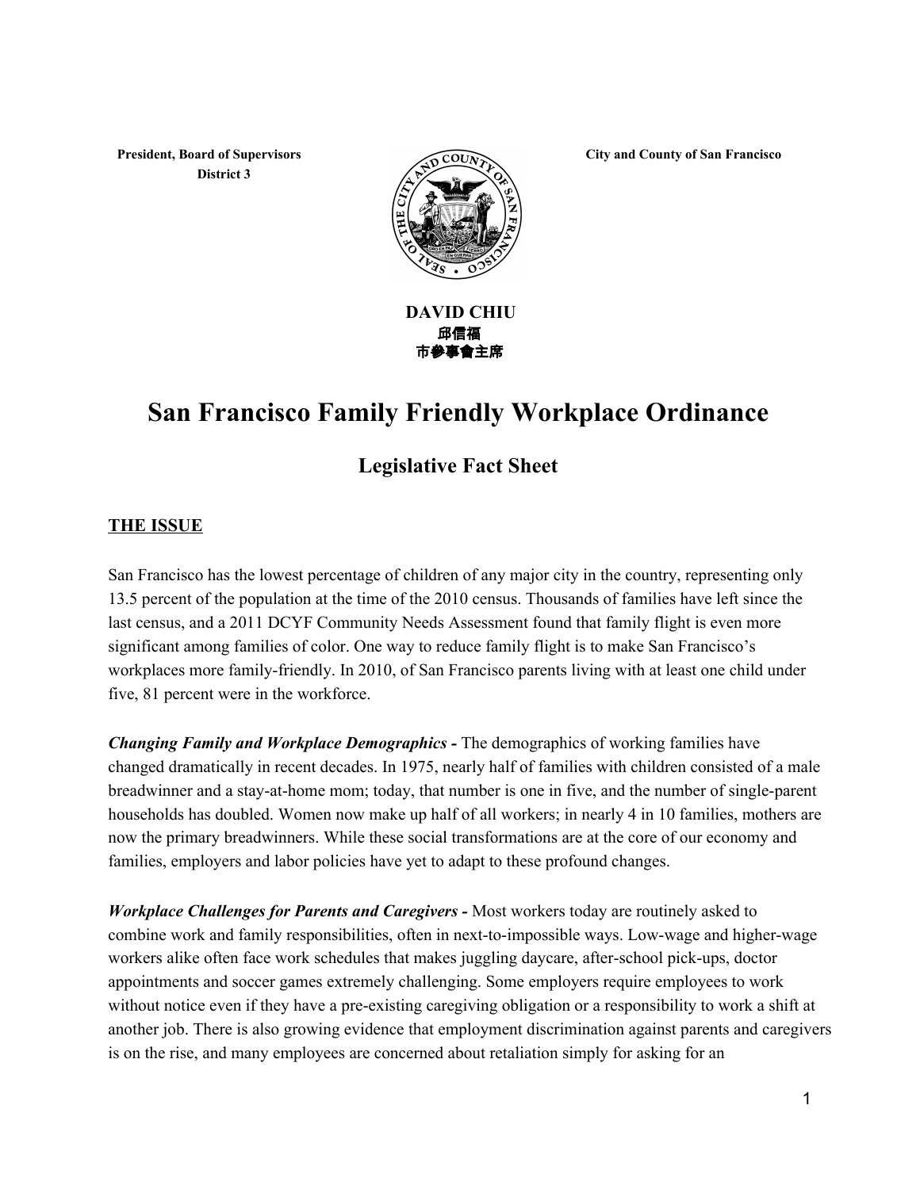**President, Board of Supervisors**
**District 3**

**City and County of San Francisco**

**DAVID CHIU**
**邱信福**
**市參事會主席**

# San Francisco Family Friendly Workplace Ordinance

## Legislative Fact Sheet

### THE ISSUE

San Francisco has the lowest percentage of children of any major city in the country, representing only 13.5 percent of the population at the time of the 2010 census. Thousands of families have left since the last census, and a 2011 DCYF Community Needs Assessment found that family flight is even more significant among families of color. One way to reduce family flight is to make San Francisco's workplaces more family-friendly. In 2010, of San Francisco parents living with at least one child under five, 81 percent were in the workforce.

***Changing Family and Workplace Demographics -*** The demographics of working families have changed dramatically in recent decades. In 1975, nearly half of families with children consisted of a male breadwinner and a stay-at-home mom; today, that number is one in five, and the number of single-parent households has doubled. Women now make up half of all workers; in nearly 4 in 10 families, mothers are now the primary breadwinners. While these social transformations are at the core of our economy and families, employers and labor policies have yet to adapt to these profound changes.

***Workplace Challenges for Parents and Caregivers -*** Most workers today are routinely asked to combine work and family responsibilities, often in next-to-impossible ways. Low-wage and higher-wage workers alike often face work schedules that makes juggling daycare, after-school pick-ups, doctor appointments and soccer games extremely challenging. Some employers require employees to work without notice even if they have a pre-existing caregiving obligation or a responsibility to work a shift at another job. There is also growing evidence that employment discrimination against parents and caregivers is on the rise, and many employees are concerned about retaliation simply for asking for an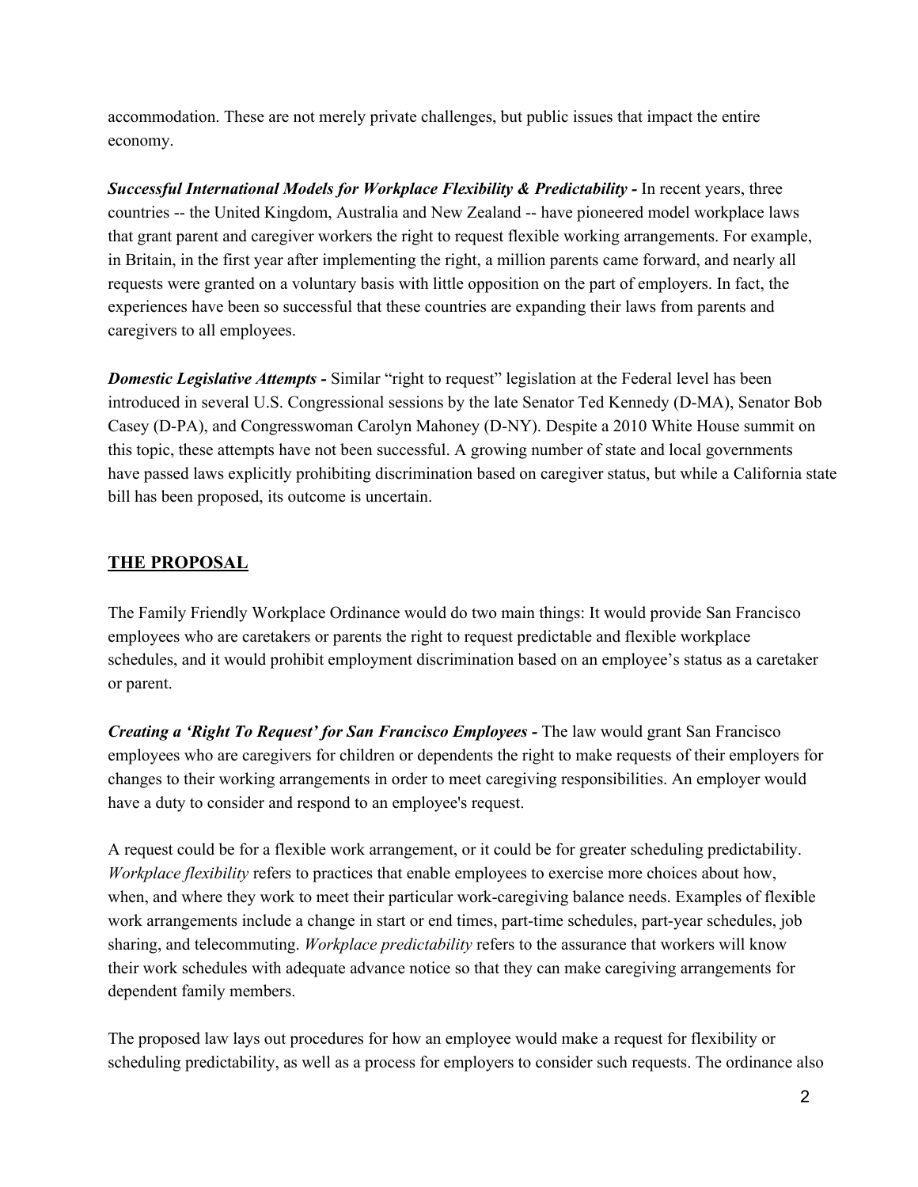accommodation. These are not merely private challenges, but public issues that impact the entire economy.

***Successful International Models for Workplace Flexibility & Predictability -*** In recent years, three countries -- the United Kingdom, Australia and New Zealand -- have pioneered model workplace laws that grant parent and caregiver workers the right to request flexible working arrangements. For example, in Britain, in the first year after implementing the right, a million parents came forward, and nearly all requests were granted on a voluntary basis with little opposition on the part of employers. In fact, the experiences have been so successful that these countries are expanding their laws from parents and caregivers to all employees.

***Domestic Legislative Attempts -*** Similar "right to request" legislation at the Federal level has been introduced in several U.S. Congressional sessions by the late Senator Ted Kennedy (D-MA), Senator Bob Casey (D-PA), and Congresswoman Carolyn Mahoney (D-NY). Despite a 2010 White House summit on this topic, these attempts have not been successful. A growing number of state and local governments have passed laws explicitly prohibiting discrimination based on caregiver status, but while a California state bill has been proposed, its outcome is uncertain.

## THE PROPOSAL

The Family Friendly Workplace Ordinance would do two main things: It would provide San Francisco employees who are caretakers or parents the right to request predictable and flexible workplace schedules, and it would prohibit employment discrimination based on an employee's status as a caretaker or parent.

***Creating a 'Right To Request' for San Francisco Employees -*** The law would grant San Francisco employees who are caregivers for children or dependents the right to make requests of their employers for changes to their working arrangements in order to meet caregiving responsibilities. An employer would have a duty to consider and respond to an employee's request.

A request could be for a flexible work arrangement, or it could be for greater scheduling predictability. *Workplace flexibility* refers to practices that enable employees to exercise more choices about how, when, and where they work to meet their particular work-caregiving balance needs. Examples of flexible work arrangements include a change in start or end times, part-time schedules, part-year schedules, job sharing, and telecommuting. *Workplace predictability* refers to the assurance that workers will know their work schedules with adequate advance notice so that they can make caregiving arrangements for dependent family members.

The proposed law lays out procedures for how an employee would make a request for flexibility or scheduling predictability, as well as a process for employers to consider such requests. The ordinance also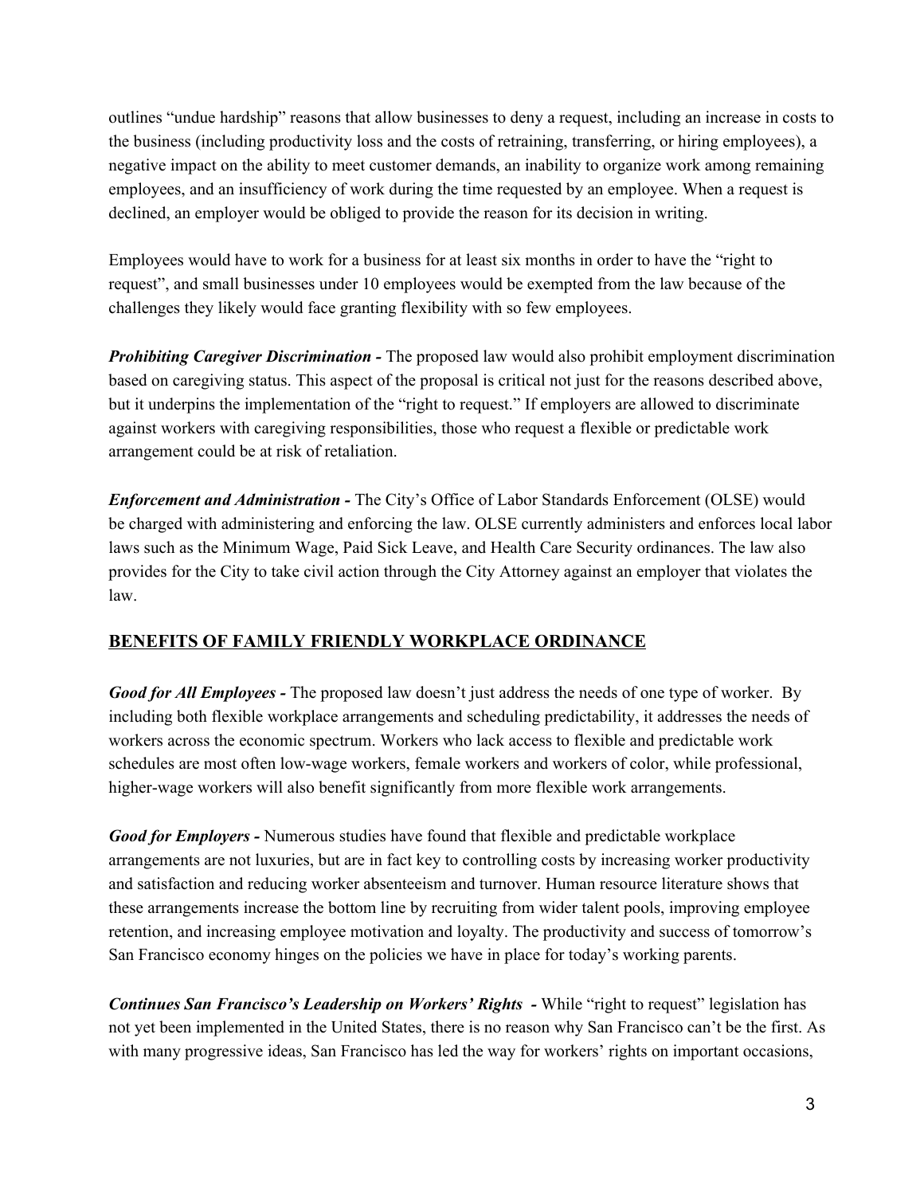outlines "undue hardship" reasons that allow businesses to deny a request, including an increase in costs to the business (including productivity loss and the costs of retraining, transferring, or hiring employees), a negative impact on the ability to meet customer demands, an inability to organize work among remaining employees, and an insufficiency of work during the time requested by an employee. When a request is declined, an employer would be obliged to provide the reason for its decision in writing.

Employees would have to work for a business for at least six months in order to have the "right to request", and small businesses under 10 employees would be exempted from the law because of the challenges they likely would face granting flexibility with so few employees.

***Prohibiting Caregiver Discrimination -*** The proposed law would also prohibit employment discrimination based on caregiving status. This aspect of the proposal is critical not just for the reasons described above, but it underpins the implementation of the "right to request." If employers are allowed to discriminate against workers with caregiving responsibilities, those who request a flexible or predictable work arrangement could be at risk of retaliation.

***Enforcement and Administration -*** The City's Office of Labor Standards Enforcement (OLSE) would be charged with administering and enforcing the law. OLSE currently administers and enforces local labor laws such as the Minimum Wage, Paid Sick Leave, and Health Care Security ordinances. The law also provides for the City to take civil action through the City Attorney against an employer that violates the law.

## BENEFITS OF FAMILY FRIENDLY WORKPLACE ORDINANCE

***Good for All Employees -*** The proposed law doesn't just address the needs of one type of worker. By including both flexible workplace arrangements and scheduling predictability, it addresses the needs of workers across the economic spectrum. Workers who lack access to flexible and predictable work schedules are most often low-wage workers, female workers and workers of color, while professional, higher-wage workers will also benefit significantly from more flexible work arrangements.

***Good for Employers -*** Numerous studies have found that flexible and predictable workplace arrangements are not luxuries, but are in fact key to controlling costs by increasing worker productivity and satisfaction and reducing worker absenteeism and turnover. Human resource literature shows that these arrangements increase the bottom line by recruiting from wider talent pools, improving employee retention, and increasing employee motivation and loyalty. The productivity and success of tomorrow's San Francisco economy hinges on the policies we have in place for today's working parents.

***Continues San Francisco's Leadership on Workers' Rights -*** While "right to request" legislation has not yet been implemented in the United States, there is no reason why San Francisco can't be the first. As with many progressive ideas, San Francisco has led the way for workers' rights on important occasions,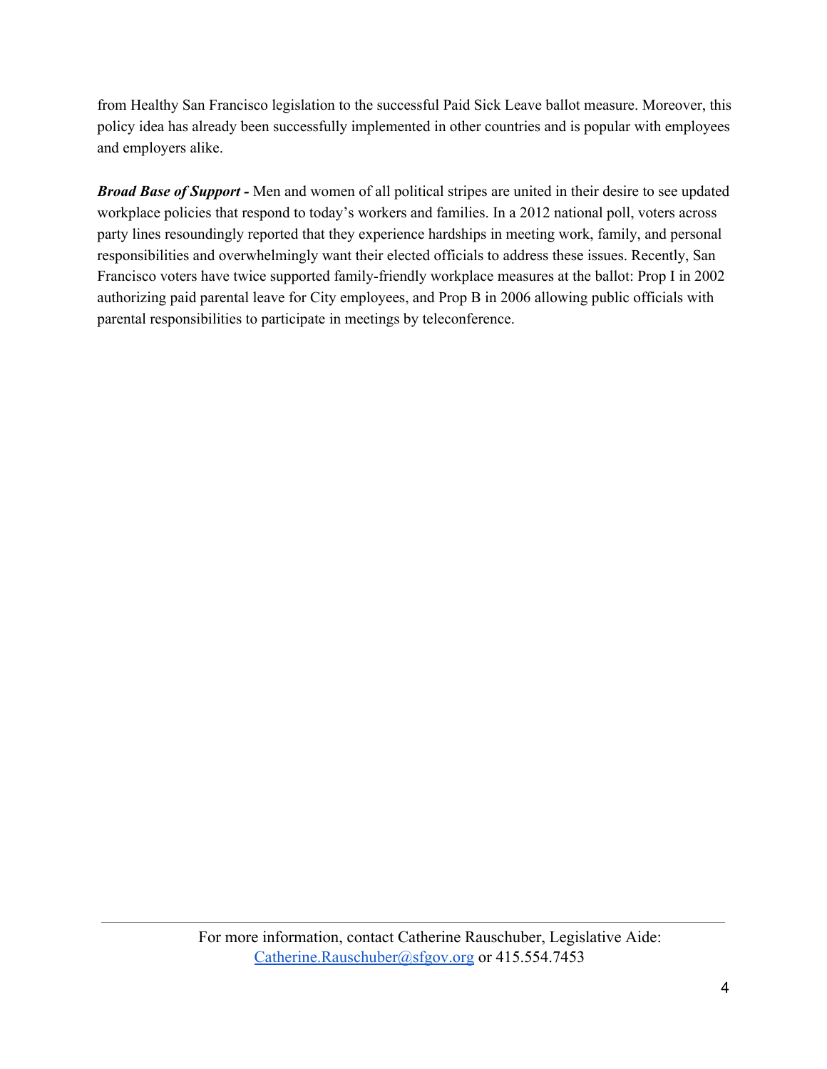from Healthy San Francisco legislation to the successful Paid Sick Leave ballot measure. Moreover, this policy idea has already been successfully implemented in other countries and is popular with employees and employers alike.

***Broad Base of Support -*** Men and women of all political stripes are united in their desire to see updated workplace policies that respond to today's workers and families. In a 2012 national poll, voters across party lines resoundingly reported that they experience hardships in meeting work, family, and personal responsibilities and overwhelmingly want their elected officials to address these issues. Recently, San Francisco voters have twice supported family-friendly workplace measures at the ballot: Prop I in 2002 authorizing paid parental leave for City employees, and Prop B in 2006 allowing public officials with parental responsibilities to participate in meetings by teleconference.

---

For more information, contact Catherine Rauschuber, Legislative Aide: [Catherine.Rauschuber@sfgov.org](mailto:Catherine.Rauschuber@sfgov.org) or 415.554.7453